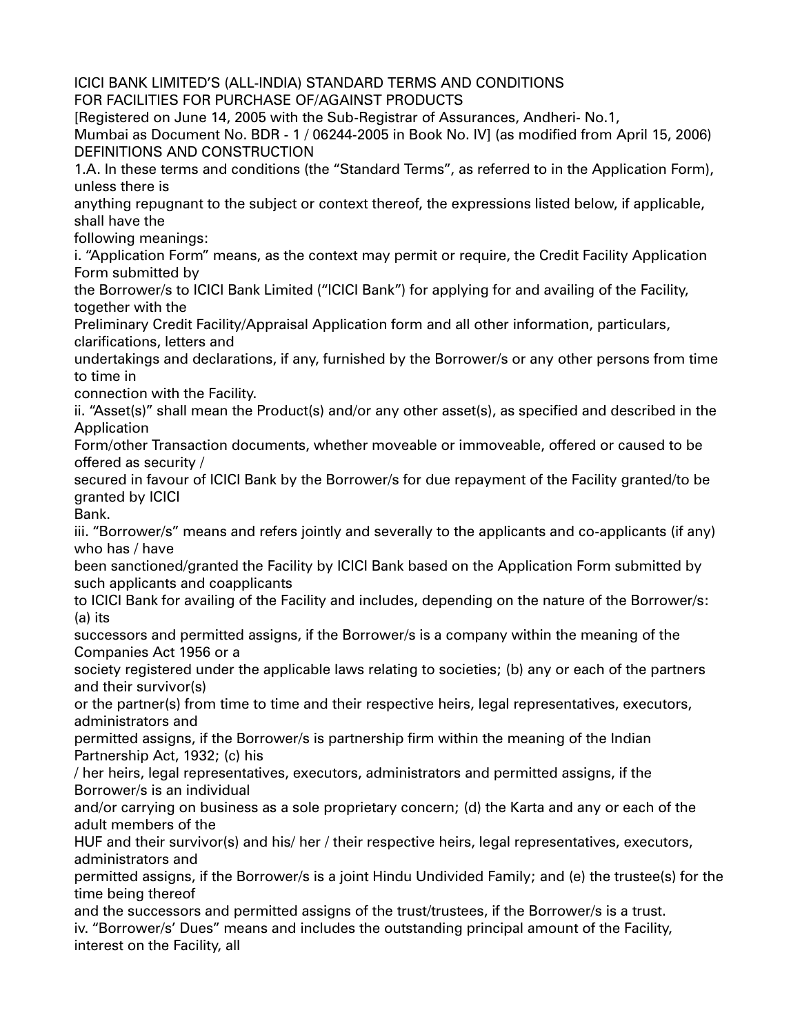# ICICI BANK LIMITED'S (ALL-INDIA) STANDARD TERMS AND CONDITIONS FOR FACILITIES FOR PURCHASE OF/AGAINST PRODUCTS

[Registered on June 14, 2005 with the Sub-Registrar of Assurances, Andheri- No.1, Mumbai as Document No. BDR - 1 / 06244-2005 in Book No. IV] (as modified from April 15, 2006)

## DEFINITIONS AND CONSTRUCTION

1.A. In these terms and conditions (the "Standard Terms", as referred to in the Application Form), unless there is anything repugnant to the subject or context thereof, the expressions listed below, if applicable, shall have the following meanings:

i. "Application Form" means, as the context may permit or require, the Credit Facility Application Form submitted by the Borrower/s to ICICI Bank Limited ("ICICI Bank") for applying for and availing of the Facility, together with the Preliminary Credit Facility/Appraisal Application form and all other information, particulars, clarifications, letters and undertakings and declarations, if any, furnished by the Borrower/s or any other persons from time to time in connection with the Facility.

ii. "Asset(s)" shall mean the Product(s) and/or any other asset(s), as specified and described in the Application Form/other Transaction documents, whether moveable or immoveable, offered or caused to be offered as security / secured in favour of ICICI Bank by the Borrower/s for due repayment of the Facility granted/to be granted by ICICI Bank.

iii. "Borrower/s" means and refers jointly and severally to the applicants and co-applicants (if any) who has / have been sanctioned/granted the Facility by ICICI Bank based on the Application Form submitted by such applicants and coapplicants to ICICI Bank for availing of the Facility and includes, depending on the nature of the Borrower/s: (a) its successors and permitted assigns, if the Borrower/s is a company within the meaning of the Companies Act 1956 or a society registered under the applicable laws relating to societies; (b) any or each of the partners and their survivor(s) or the partner(s) from time to time and their respective heirs, legal representatives, executors, administrators and permitted assigns, if the Borrower/s is partnership firm within the meaning of the Indian Partnership Act, 1932; (c) his / her heirs, legal representatives, executors, administrators and permitted assigns, if the Borrower/s is an individual and/or carrying on business as a sole proprietary concern; (d) the Karta and any or each of the adult members of the HUF and their survivor(s) and his/ her / their respective heirs, legal representatives, executors, administrators and permitted assigns, if the Borrower/s is a joint Hindu Undivided Family; and (e) the trustee(s) for the time being thereof and the successors and permitted assigns of the trust/trustees, if the Borrower/s is a trust.

iv. "Borrower/s' Dues" means and includes the outstanding principal amount of the Facility, interest on the Facility, all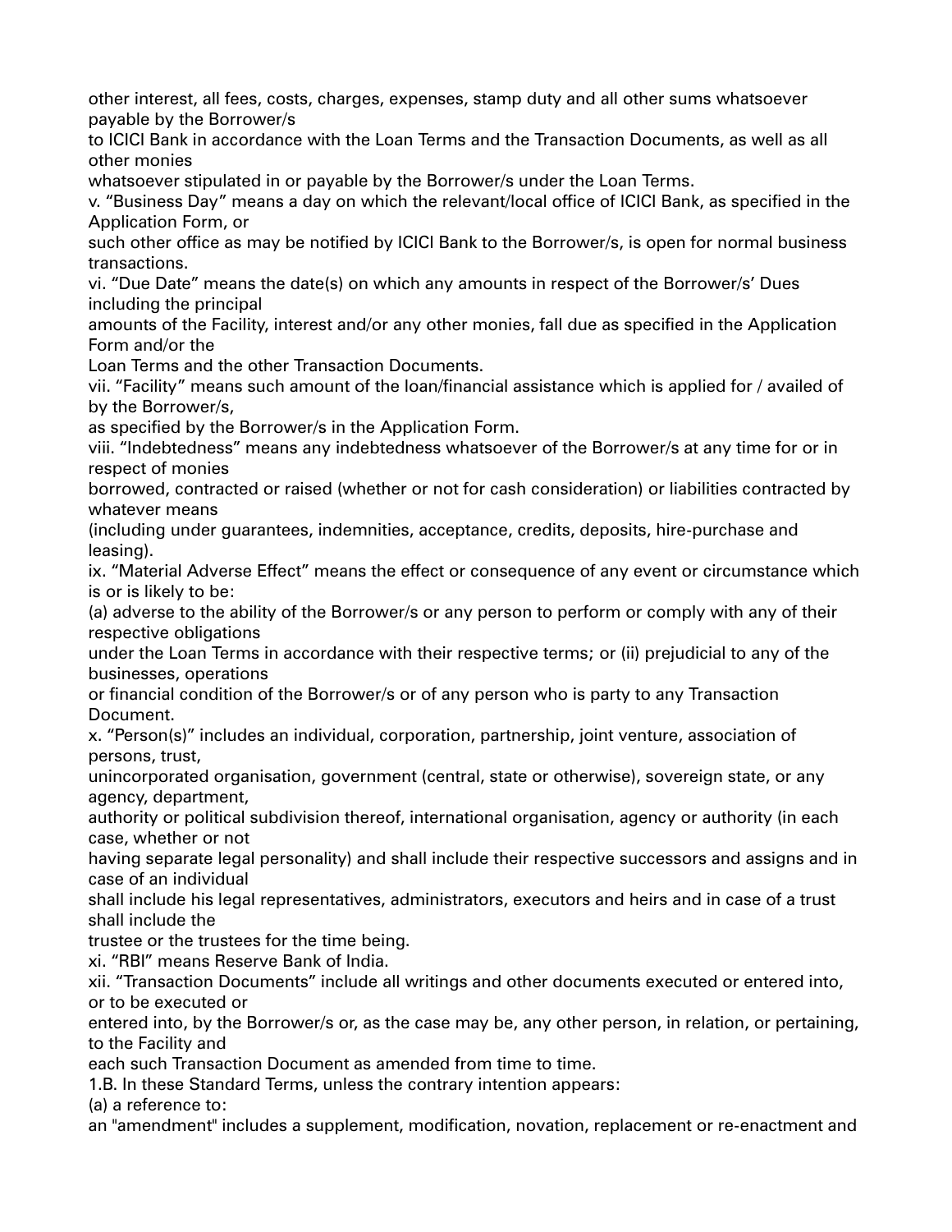other interest, all fees, costs, charges, expenses, stamp duty and all other sums whatsoever payable by the Borrower/s to ICICI Bank in accordance with the Loan Terms and the Transaction Documents, as well as all other monies whatsoever stipulated in or payable by the Borrower/s under the Loan Terms.

v. "Business Day" means a day on which the relevant/local office of ICICI Bank, as specified in the Application Form, or such other office as may be notified by ICICI Bank to the Borrower/s, is open for normal business transactions.

vi. "Due Date" means the date(s) on which any amounts in respect of the Borrower/s' Dues including the principal amounts of the Facility, interest and/or any other monies, fall due as specified in the Application Form and/or the Loan Terms and the other Transaction Documents.

vii. "Facility" means such amount of the loan/financial assistance which is applied for / availed of by the Borrower/s, as specified by the Borrower/s in the Application Form.

viii. "Indebtedness" means any indebtedness whatsoever of the Borrower/s at any time for or in respect of monies borrowed, contracted or raised (whether or not for cash consideration) or liabilities contracted by whatever means (including under guarantees, indemnities, acceptance, credits, deposits, hire-purchase and leasing).

ix. "Material Adverse Effect" means the effect or consequence of any event or circumstance which is or is likely to be:
(a) adverse to the ability of the Borrower/s or any person to perform or comply with any of their respective obligations under the Loan Terms in accordance with their respective terms; or (ii) prejudicial to any of the businesses, operations or financial condition of the Borrower/s or of any person who is party to any Transaction Document.

x. "Person(s)" includes an individual, corporation, partnership, joint venture, association of persons, trust, unincorporated organisation, government (central, state or otherwise), sovereign state, or any agency, department, authority or political subdivision thereof, international organisation, agency or authority (in each case, whether or not having separate legal personality) and shall include their respective successors and assigns and in case of an individual shall include his legal representatives, administrators, executors and heirs and in case of a trust shall include the trustee or the trustees for the time being.

xi. "RBI" means Reserve Bank of India.

xii. "Transaction Documents" include all writings and other documents executed or entered into, or to be executed or entered into, by the Borrower/s or, as the case may be, any other person, in relation, or pertaining, to the Facility and each such Transaction Document as amended from time to time.

1.B. In these Standard Terms, unless the contrary intention appears:

(a) a reference to:

an "amendment" includes a supplement, modification, novation, replacement or re-enactment and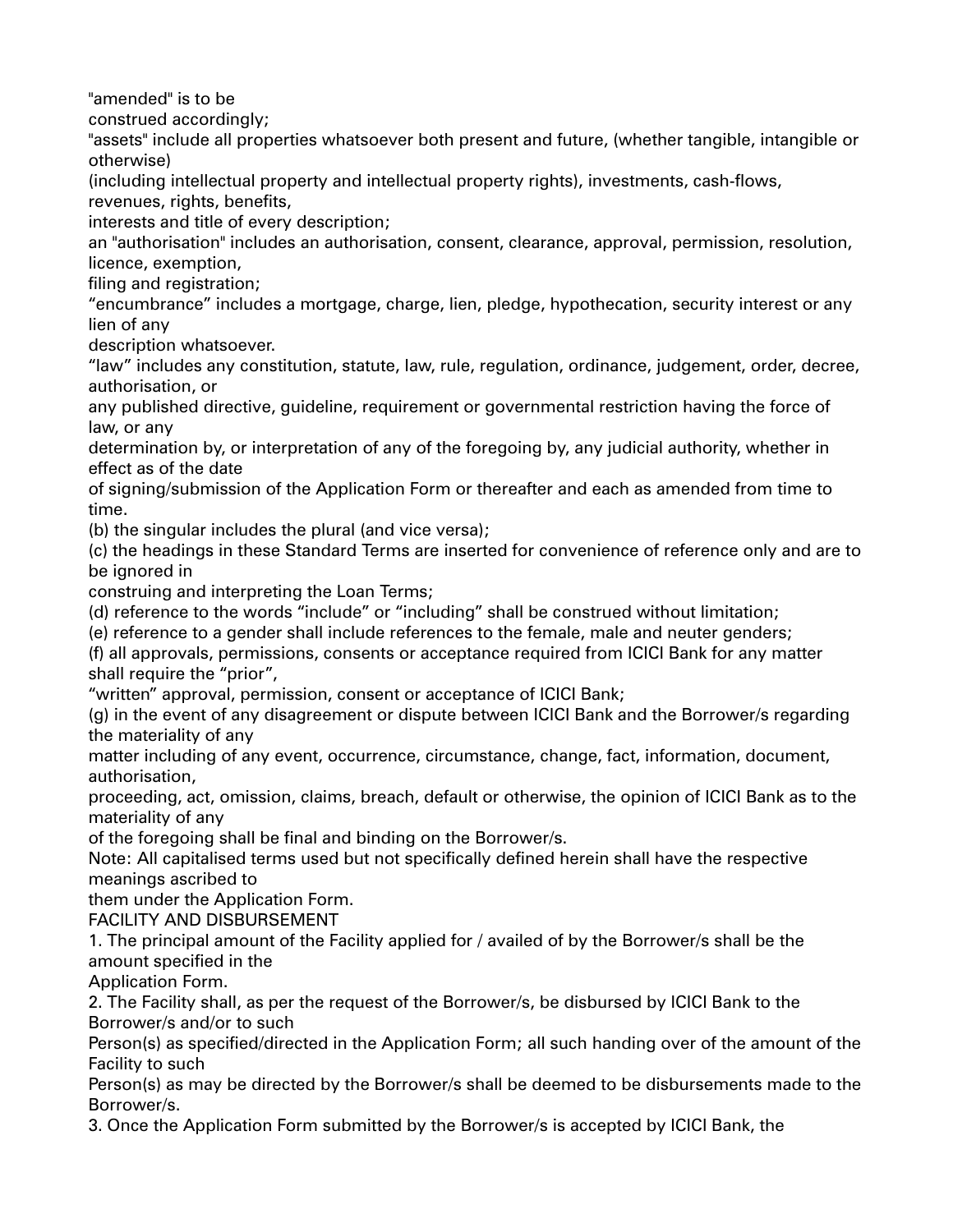"amended" is to be construed accordingly;

"assets" include all properties whatsoever both present and future, (whether tangible, intangible or otherwise) (including intellectual property and intellectual property rights), investments, cash-flows, revenues, rights, benefits, interests and title of every description;

an "authorisation" includes an authorisation, consent, clearance, approval, permission, resolution, licence, exemption, filing and registration;

"encumbrance" includes a mortgage, charge, lien, pledge, hypothecation, security interest or any lien of any description whatsoever.

"law" includes any constitution, statute, law, rule, regulation, ordinance, judgement, order, decree, authorisation, or any published directive, guideline, requirement or governmental restriction having the force of law, or any determination by, or interpretation of any of the foregoing by, any judicial authority, whether in effect as of the date of signing/submission of the Application Form or thereafter and each as amended from time to time.

(b) the singular includes the plural (and vice versa);

(c) the headings in these Standard Terms are inserted for convenience of reference only and are to be ignored in construing and interpreting the Loan Terms;

(d) reference to the words "include" or "including" shall be construed without limitation;

(e) reference to a gender shall include references to the female, male and neuter genders;

(f) all approvals, permissions, consents or acceptance required from ICICI Bank for any matter shall require the "prior", "written" approval, permission, consent or acceptance of ICICI Bank;

(g) in the event of any disagreement or dispute between ICICI Bank and the Borrower/s regarding the materiality of any matter including of any event, occurrence, circumstance, change, fact, information, document, authorisation, proceeding, act, omission, claims, breach, default or otherwise, the opinion of ICICI Bank as to the materiality of any of the foregoing shall be final and binding on the Borrower/s.

Note: All capitalised terms used but not specifically defined herein shall have the respective meanings ascribed to them under the Application Form.

## FACILITY AND DISBURSEMENT

1. The principal amount of the Facility applied for / availed of by the Borrower/s shall be the amount specified in the Application Form.
2. The Facility shall, as per the request of the Borrower/s, be disbursed by ICICI Bank to the Borrower/s and/or to such Person(s) as specified/directed in the Application Form; all such handing over of the amount of the Facility to such Person(s) as may be directed by the Borrower/s shall be deemed to be disbursements made to the Borrower/s.
3. Once the Application Form submitted by the Borrower/s is accepted by ICICI Bank, the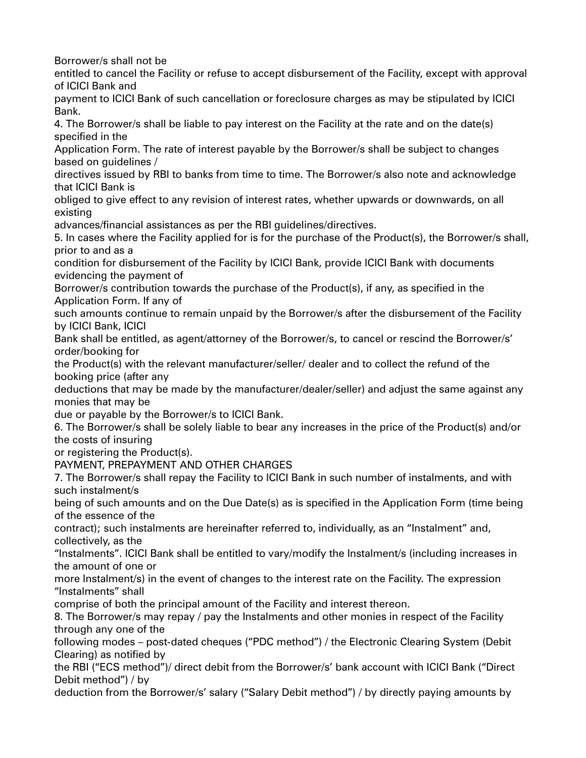Borrower/s shall not be entitled to cancel the Facility or refuse to accept disbursement of the Facility, except with approval of ICICI Bank and payment to ICICI Bank of such cancellation or foreclosure charges as may be stipulated by ICICI Bank.

4. The Borrower/s shall be liable to pay interest on the Facility at the rate and on the date(s) specified in the Application Form. The rate of interest payable by the Borrower/s shall be subject to changes based on guidelines / directives issued by RBI to banks from time to time. The Borrower/s also note and acknowledge that ICICI Bank is obliged to give effect to any revision of interest rates, whether upwards or downwards, on all existing advances/financial assistances as per the RBI guidelines/directives.

5. In cases where the Facility applied for is for the purchase of the Product(s), the Borrower/s shall, prior to and as a condition for disbursement of the Facility by ICICI Bank, provide ICICI Bank with documents evidencing the payment of Borrower/s contribution towards the purchase of the Product(s), if any, as specified in the Application Form. If any of such amounts continue to remain unpaid by the Borrower/s after the disbursement of the Facility by ICICI Bank, ICICI Bank shall be entitled, as agent/attorney of the Borrower/s, to cancel or rescind the Borrower/s' order/booking for the Product(s) with the relevant manufacturer/seller/ dealer and to collect the refund of the booking price (after any deductions that may be made by the manufacturer/dealer/seller) and adjust the same against any monies that may be due or payable by the Borrower/s to ICICI Bank.

6. The Borrower/s shall be solely liable to bear any increases in the price of the Product(s) and/or the costs of insuring or registering the Product(s).

PAYMENT, PREPAYMENT AND OTHER CHARGES

7. The Borrower/s shall repay the Facility to ICICI Bank in such number of instalments, and with such instalment/s being of such amounts and on the Due Date(s) as is specified in the Application Form (time being of the essence of the contract); such instalments are hereinafter referred to, individually, as an "Instalment" and, collectively, as the "Instalments". ICICI Bank shall be entitled to vary/modify the Instalment/s (including increases in the amount of one or more Instalment/s) in the event of changes to the interest rate on the Facility. The expression "Instalments" shall comprise of both the principal amount of the Facility and interest thereon.

8. The Borrower/s may repay / pay the Instalments and other monies in respect of the Facility through any one of the following modes – post-dated cheques ("PDC method") / the Electronic Clearing System (Debit Clearing) as notified by the RBI ("ECS method")/ direct debit from the Borrower/s' bank account with ICICI Bank ("Direct Debit method") / by deduction from the Borrower/s' salary ("Salary Debit method") / by directly paying amounts by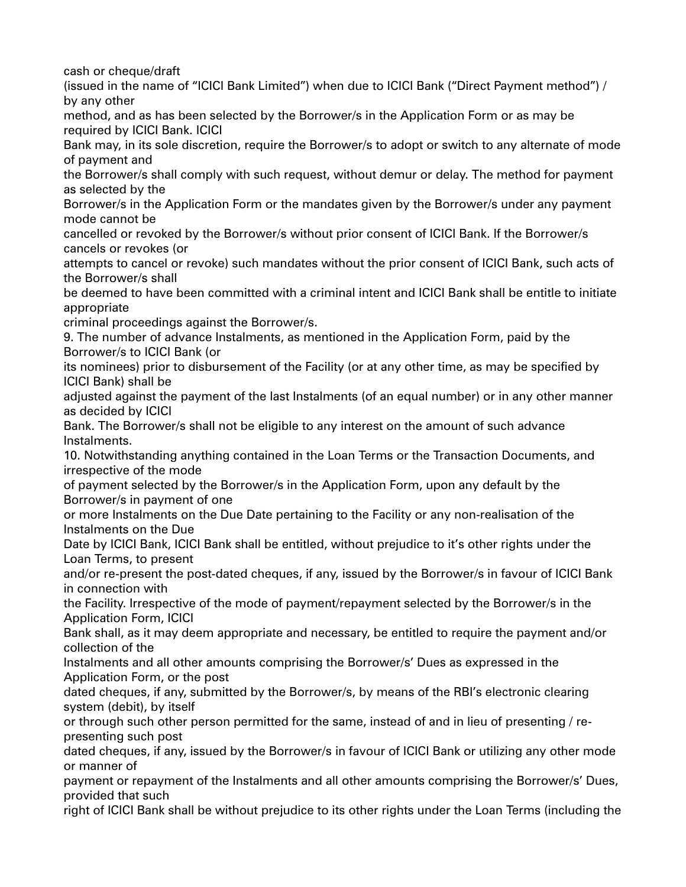cash or cheque/draft (issued in the name of "ICICI Bank Limited") when due to ICICI Bank ("Direct Payment method") / by any other method, and as has been selected by the Borrower/s in the Application Form or as may be required by ICICI Bank. ICICI Bank may, in its sole discretion, require the Borrower/s to adopt or switch to any alternate of mode of payment and the Borrower/s shall comply with such request, without demur or delay. The method for payment as selected by the Borrower/s in the Application Form or the mandates given by the Borrower/s under any payment mode cannot be cancelled or revoked by the Borrower/s without prior consent of ICICI Bank. If the Borrower/s cancels or revokes (or attempts to cancel or revoke) such mandates without the prior consent of ICICI Bank, such acts of the Borrower/s shall be deemed to have been committed with a criminal intent and ICICI Bank shall be entitle to initiate appropriate criminal proceedings against the Borrower/s.

9. The number of advance Instalments, as mentioned in the Application Form, paid by the Borrower/s to ICICI Bank (or its nominees) prior to disbursement of the Facility (or at any other time, as may be specified by ICICI Bank) shall be adjusted against the payment of the last Instalments (of an equal number) or in any other manner as decided by ICICI Bank. The Borrower/s shall not be eligible to any interest on the amount of such advance Instalments.

10. Notwithstanding anything contained in the Loan Terms or the Transaction Documents, and irrespective of the mode of payment selected by the Borrower/s in the Application Form, upon any default by the Borrower/s in payment of one or more Instalments on the Due Date pertaining to the Facility or any non-realisation of the Instalments on the Due Date by ICICI Bank, ICICI Bank shall be entitled, without prejudice to it's other rights under the Loan Terms, to present and/or re-present the post-dated cheques, if any, issued by the Borrower/s in favour of ICICI Bank in connection with the Facility. Irrespective of the mode of payment/repayment selected by the Borrower/s in the Application Form, ICICI Bank shall, as it may deem appropriate and necessary, be entitled to require the payment and/or collection of the Instalments and all other amounts comprising the Borrower/s' Dues as expressed in the Application Form, or the post dated cheques, if any, submitted by the Borrower/s, by means of the RBI's electronic clearing system (debit), by itself or through such other person permitted for the same, instead of and in lieu of presenting / re-presenting such post dated cheques, if any, issued by the Borrower/s in favour of ICICI Bank or utilizing any other mode or manner of payment or repayment of the Instalments and all other amounts comprising the Borrower/s' Dues, provided that such right of ICICI Bank shall be without prejudice to its other rights under the Loan Terms (including the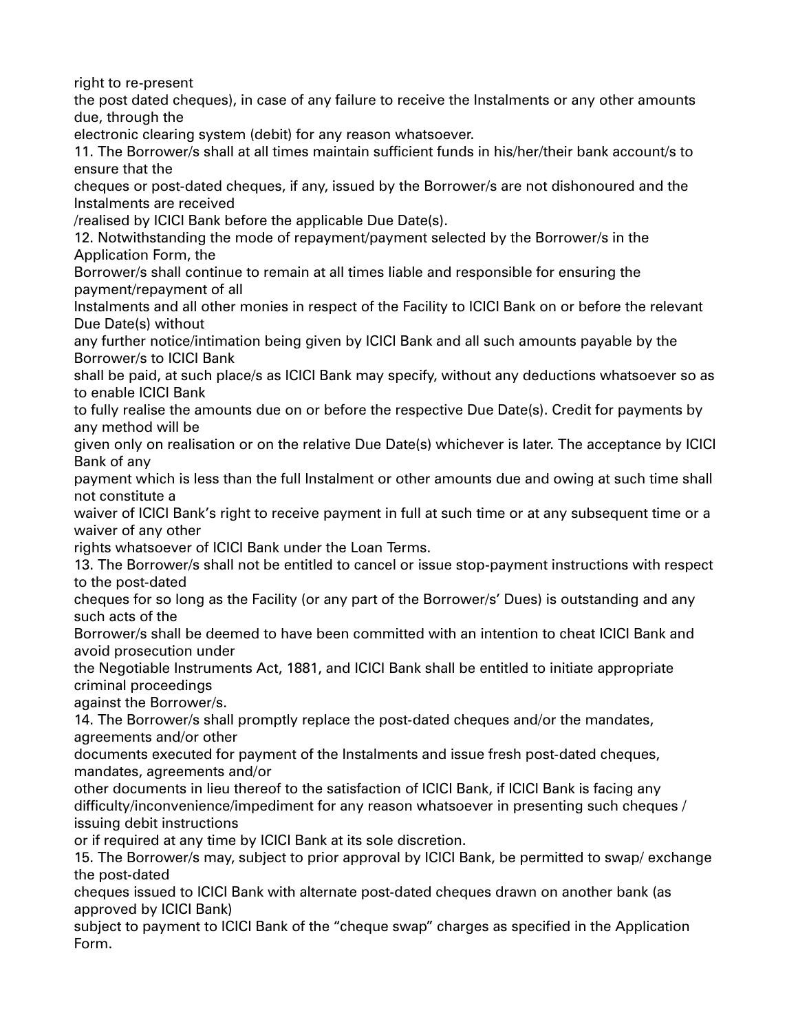right to re-present the post dated cheques), in case of any failure to receive the Instalments or any other amounts due, through the electronic clearing system (debit) for any reason whatsoever.

11. The Borrower/s shall at all times maintain sufficient funds in his/her/their bank account/s to ensure that the cheques or post-dated cheques, if any, issued by the Borrower/s are not dishonoured and the Instalments are received /realised by ICICI Bank before the applicable Due Date(s).

12. Notwithstanding the mode of repayment/payment selected by the Borrower/s in the Application Form, the Borrower/s shall continue to remain at all times liable and responsible for ensuring the payment/repayment of all Instalments and all other monies in respect of the Facility to ICICI Bank on or before the relevant Due Date(s) without any further notice/intimation being given by ICICI Bank and all such amounts payable by the Borrower/s to ICICI Bank shall be paid, at such place/s as ICICI Bank may specify, without any deductions whatsoever so as to enable ICICI Bank to fully realise the amounts due on or before the respective Due Date(s). Credit for payments by any method will be given only on realisation or on the relative Due Date(s) whichever is later. The acceptance by ICICI Bank of any payment which is less than the full Instalment or other amounts due and owing at such time shall not constitute a waiver of ICICI Bank's right to receive payment in full at such time or at any subsequent time or a waiver of any other rights whatsoever of ICICI Bank under the Loan Terms.

13. The Borrower/s shall not be entitled to cancel or issue stop-payment instructions with respect to the post-dated cheques for so long as the Facility (or any part of the Borrower/s' Dues) is outstanding and any such acts of the Borrower/s shall be deemed to have been committed with an intention to cheat ICICI Bank and avoid prosecution under the Negotiable Instruments Act, 1881, and ICICI Bank shall be entitled to initiate appropriate criminal proceedings against the Borrower/s.

14. The Borrower/s shall promptly replace the post-dated cheques and/or the mandates, agreements and/or other documents executed for payment of the Instalments and issue fresh post-dated cheques, mandates, agreements and/or other documents in lieu thereof to the satisfaction of ICICI Bank, if ICICI Bank is facing any difficulty/inconvenience/impediment for any reason whatsoever in presenting such cheques / issuing debit instructions or if required at any time by ICICI Bank at its sole discretion.

15. The Borrower/s may, subject to prior approval by ICICI Bank, be permitted to swap/ exchange the post-dated cheques issued to ICICI Bank with alternate post-dated cheques drawn on another bank (as approved by ICICI Bank) subject to payment to ICICI Bank of the "cheque swap" charges as specified in the Application Form.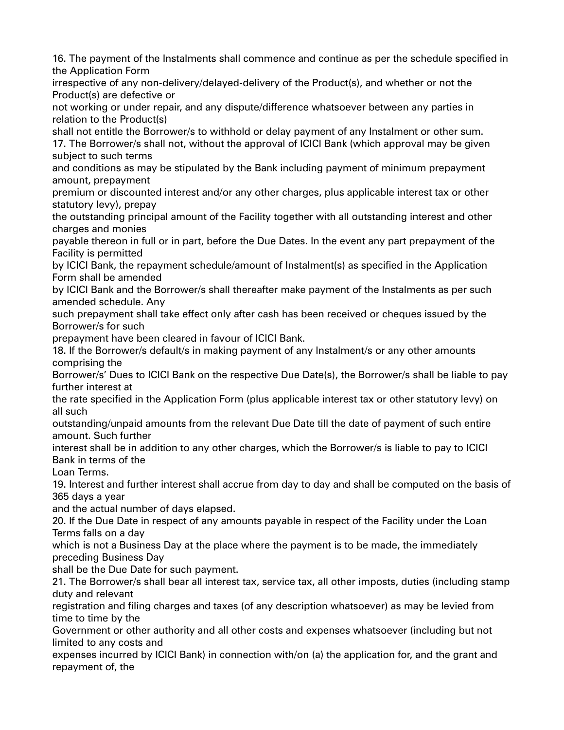16. The payment of the Instalments shall commence and continue as per the schedule specified in the Application Form irrespective of any non-delivery/delayed-delivery of the Product(s), and whether or not the Product(s) are defective or not working or under repair, and any dispute/difference whatsoever between any parties in relation to the Product(s) shall not entitle the Borrower/s to withhold or delay payment of any Instalment or other sum.

17. The Borrower/s shall not, without the approval of ICICI Bank (which approval may be given subject to such terms and conditions as may be stipulated by the Bank including payment of minimum prepayment amount, prepayment premium or discounted interest and/or any other charges, plus applicable interest tax or other statutory levy), prepay the outstanding principal amount of the Facility together with all outstanding interest and other charges and monies payable thereon in full or in part, before the Due Dates. In the event any part prepayment of the Facility is permitted by ICICI Bank, the repayment schedule/amount of Instalment(s) as specified in the Application Form shall be amended by ICICI Bank and the Borrower/s shall thereafter make payment of the Instalments as per such amended schedule. Any such prepayment shall take effect only after cash has been received or cheques issued by the Borrower/s for such prepayment have been cleared in favour of ICICI Bank.

18. If the Borrower/s default/s in making payment of any Instalment/s or any other amounts comprising the Borrower/s' Dues to ICICI Bank on the respective Due Date(s), the Borrower/s shall be liable to pay further interest at the rate specified in the Application Form (plus applicable interest tax or other statutory levy) on all such outstanding/unpaid amounts from the relevant Due Date till the date of payment of such entire amount. Such further interest shall be in addition to any other charges, which the Borrower/s is liable to pay to ICICI Bank in terms of the Loan Terms.

19. Interest and further interest shall accrue from day to day and shall be computed on the basis of 365 days a year and the actual number of days elapsed.

20. If the Due Date in respect of any amounts payable in respect of the Facility under the Loan Terms falls on a day which is not a Business Day at the place where the payment is to be made, the immediately preceding Business Day shall be the Due Date for such payment.

21. The Borrower/s shall bear all interest tax, service tax, all other imposts, duties (including stamp duty and relevant registration and filing charges and taxes (of any description whatsoever) as may be levied from time to time by the Government or other authority and all other costs and expenses whatsoever (including but not limited to any costs and expenses incurred by ICICI Bank) in connection with/on (a) the application for, and the grant and repayment of, the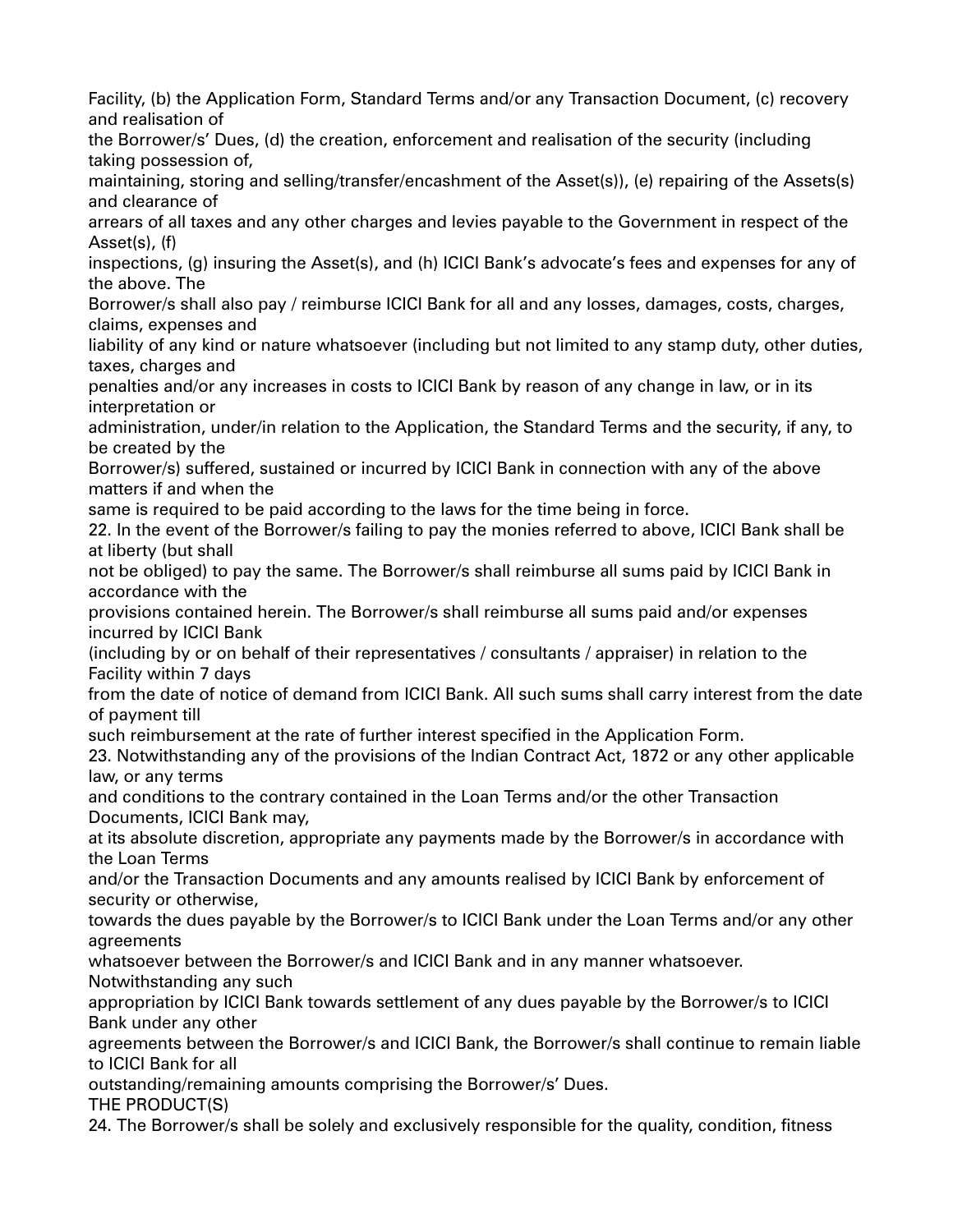Facility, (b) the Application Form, Standard Terms and/or any Transaction Document, (c) recovery and realisation of the Borrower/s' Dues, (d) the creation, enforcement and realisation of the security (including taking possession of, maintaining, storing and selling/transfer/encashment of the Asset(s)), (e) repairing of the Assets(s) and clearance of arrears of all taxes and any other charges and levies payable to the Government in respect of the Asset(s), (f) inspections, (g) insuring the Asset(s), and (h) ICICI Bank's advocate's fees and expenses for any of the above. The Borrower/s shall also pay / reimburse ICICI Bank for all and any losses, damages, costs, charges, claims, expenses and liability of any kind or nature whatsoever (including but not limited to any stamp duty, other duties, taxes, charges and penalties and/or any increases in costs to ICICI Bank by reason of any change in law, or in its interpretation or administration, under/in relation to the Application, the Standard Terms and the security, if any, to be created by the Borrower/s) suffered, sustained or incurred by ICICI Bank in connection with any of the above matters if and when the same is required to be paid according to the laws for the time being in force.

22. In the event of the Borrower/s failing to pay the monies referred to above, ICICI Bank shall be at liberty (but shall not be obliged) to pay the same. The Borrower/s shall reimburse all sums paid by ICICI Bank in accordance with the provisions contained herein. The Borrower/s shall reimburse all sums paid and/or expenses incurred by ICICI Bank (including by or on behalf of their representatives / consultants / appraiser) in relation to the Facility within 7 days from the date of notice of demand from ICICI Bank. All such sums shall carry interest from the date of payment till such reimbursement at the rate of further interest specified in the Application Form.

23. Notwithstanding any of the provisions of the Indian Contract Act, 1872 or any other applicable law, or any terms and conditions to the contrary contained in the Loan Terms and/or the other Transaction Documents, ICICI Bank may, at its absolute discretion, appropriate any payments made by the Borrower/s in accordance with the Loan Terms and/or the Transaction Documents and any amounts realised by ICICI Bank by enforcement of security or otherwise, towards the dues payable by the Borrower/s to ICICI Bank under the Loan Terms and/or any other agreements whatsoever between the Borrower/s and ICICI Bank and in any manner whatsoever. Notwithstanding any such appropriation by ICICI Bank towards settlement of any dues payable by the Borrower/s to ICICI Bank under any other agreements between the Borrower/s and ICICI Bank, the Borrower/s shall continue to remain liable to ICICI Bank for all outstanding/remaining amounts comprising the Borrower/s' Dues.

THE PRODUCT(S)

24. The Borrower/s shall be solely and exclusively responsible for the quality, condition, fitness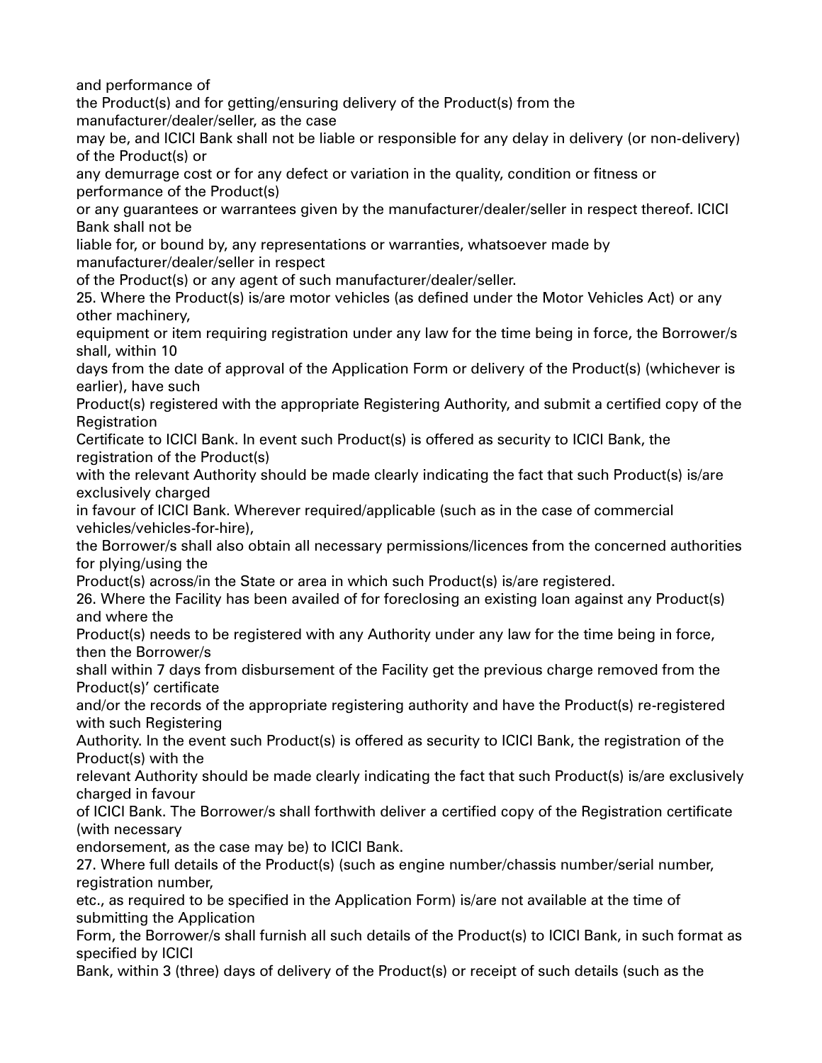and performance of the Product(s) and for getting/ensuring delivery of the Product(s) from the manufacturer/dealer/seller, as the case may be, and ICICI Bank shall not be liable or responsible for any delay in delivery (or non-delivery) of the Product(s) or any demurrage cost or for any defect or variation in the quality, condition or fitness or performance of the Product(s) or any guarantees or warrantees given by the manufacturer/dealer/seller in respect thereof. ICICI Bank shall not be liable for, or bound by, any representations or warranties, whatsoever made by manufacturer/dealer/seller in respect of the Product(s) or any agent of such manufacturer/dealer/seller.

25. Where the Product(s) is/are motor vehicles (as defined under the Motor Vehicles Act) or any other machinery, equipment or item requiring registration under any law for the time being in force, the Borrower/s shall, within 10 days from the date of approval of the Application Form or delivery of the Product(s) (whichever is earlier), have such Product(s) registered with the appropriate Registering Authority, and submit a certified copy of the Registration Certificate to ICICI Bank. In event such Product(s) is offered as security to ICICI Bank, the registration of the Product(s) with the relevant Authority should be made clearly indicating the fact that such Product(s) is/are exclusively charged in favour of ICICI Bank. Wherever required/applicable (such as in the case of commercial vehicles/vehicles-for-hire), the Borrower/s shall also obtain all necessary permissions/licences from the concerned authorities for plying/using the Product(s) across/in the State or area in which such Product(s) is/are registered.

26. Where the Facility has been availed of for foreclosing an existing loan against any Product(s) and where the Product(s) needs to be registered with any Authority under any law for the time being in force, then the Borrower/s shall within 7 days from disbursement of the Facility get the previous charge removed from the Product(s)' certificate and/or the records of the appropriate registering authority and have the Product(s) re-registered with such Registering Authority. In the event such Product(s) is offered as security to ICICI Bank, the registration of the Product(s) with the relevant Authority should be made clearly indicating the fact that such Product(s) is/are exclusively charged in favour of ICICI Bank. The Borrower/s shall forthwith deliver a certified copy of the Registration certificate (with necessary endorsement, as the case may be) to ICICI Bank.

27. Where full details of the Product(s) (such as engine number/chassis number/serial number, registration number, etc., as required to be specified in the Application Form) is/are not available at the time of submitting the Application Form, the Borrower/s shall furnish all such details of the Product(s) to ICICI Bank, in such format as specified by ICICI Bank, within 3 (three) days of delivery of the Product(s) or receipt of such details (such as the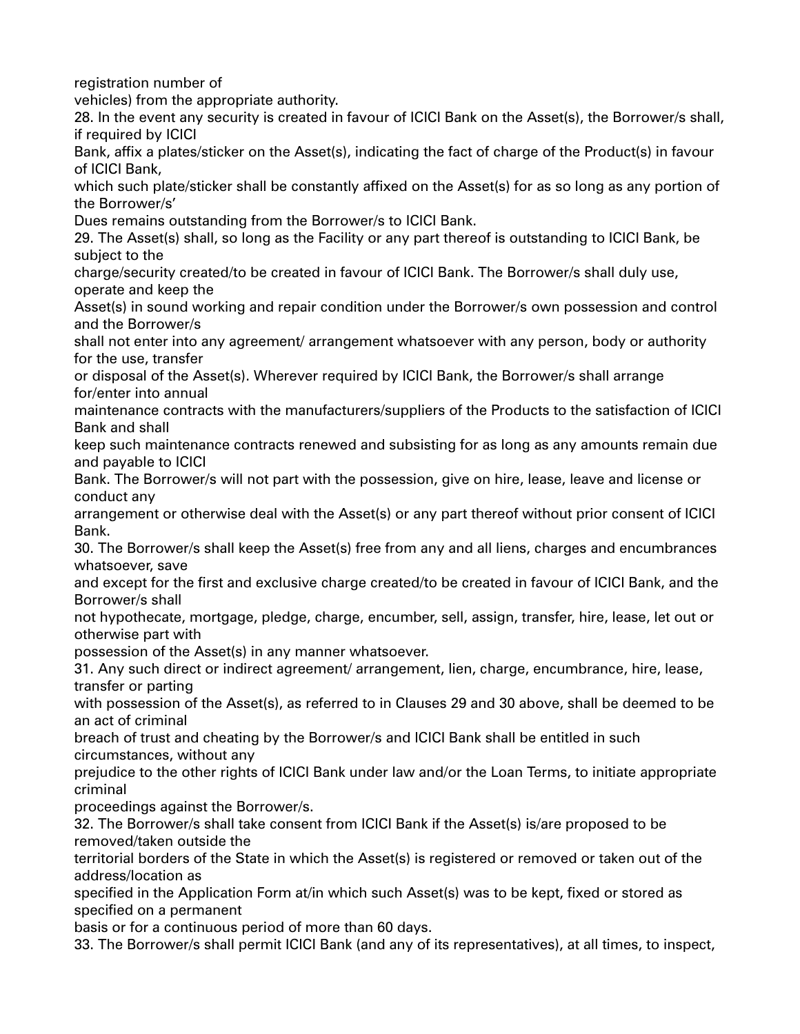registration number of vehicles) from the appropriate authority.

28. In the event any security is created in favour of ICICI Bank on the Asset(s), the Borrower/s shall, if required by ICICI Bank, affix a plates/sticker on the Asset(s), indicating the fact of charge of the Product(s) in favour of ICICI Bank, which such plate/sticker shall be constantly affixed on the Asset(s) for as so long as any portion of the Borrower/s' Dues remains outstanding from the Borrower/s to ICICI Bank.

29. The Asset(s) shall, so long as the Facility or any part thereof is outstanding to ICICI Bank, be subject to the charge/security created/to be created in favour of ICICI Bank. The Borrower/s shall duly use, operate and keep the Asset(s) in sound working and repair condition under the Borrower/s own possession and control and the Borrower/s shall not enter into any agreement/ arrangement whatsoever with any person, body or authority for the use, transfer or disposal of the Asset(s). Wherever required by ICICI Bank, the Borrower/s shall arrange for/enter into annual maintenance contracts with the manufacturers/suppliers of the Products to the satisfaction of ICICI Bank and shall keep such maintenance contracts renewed and subsisting for as long as any amounts remain due and payable to ICICI Bank. The Borrower/s will not part with the possession, give on hire, lease, leave and license or conduct any arrangement or otherwise deal with the Asset(s) or any part thereof without prior consent of ICICI Bank.

30. The Borrower/s shall keep the Asset(s) free from any and all liens, charges and encumbrances whatsoever, save and except for the first and exclusive charge created/to be created in favour of ICICI Bank, and the Borrower/s shall not hypothecate, mortgage, pledge, charge, encumber, sell, assign, transfer, hire, lease, let out or otherwise part with possession of the Asset(s) in any manner whatsoever.

31. Any such direct or indirect agreement/ arrangement, lien, charge, encumbrance, hire, lease, transfer or parting with possession of the Asset(s), as referred to in Clauses 29 and 30 above, shall be deemed to be an act of criminal breach of trust and cheating by the Borrower/s and ICICI Bank shall be entitled in such circumstances, without any prejudice to the other rights of ICICI Bank under law and/or the Loan Terms, to initiate appropriate criminal proceedings against the Borrower/s.

32. The Borrower/s shall take consent from ICICI Bank if the Asset(s) is/are proposed to be removed/taken outside the territorial borders of the State in which the Asset(s) is registered or removed or taken out of the address/location as specified in the Application Form at/in which such Asset(s) was to be kept, fixed or stored as specified on a permanent basis or for a continuous period of more than 60 days.

33. The Borrower/s shall permit ICICI Bank (and any of its representatives), at all times, to inspect,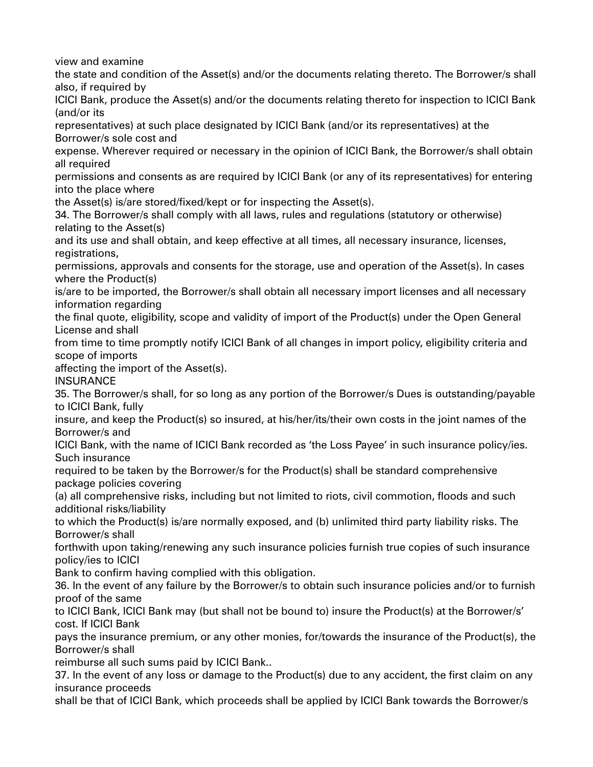view and examine the state and condition of the Asset(s) and/or the documents relating thereto. The Borrower/s shall also, if required by ICICI Bank, produce the Asset(s) and/or the documents relating thereto for inspection to ICICI Bank (and/or its representatives) at such place designated by ICICI Bank (and/or its representatives) at the Borrower/s sole cost and expense. Wherever required or necessary in the opinion of ICICI Bank, the Borrower/s shall obtain all required permissions and consents as are required by ICICI Bank (or any of its representatives) for entering into the place where the Asset(s) is/are stored/fixed/kept or for inspecting the Asset(s).

34. The Borrower/s shall comply with all laws, rules and regulations (statutory or otherwise) relating to the Asset(s) and its use and shall obtain, and keep effective at all times, all necessary insurance, licenses, registrations, permissions, approvals and consents for the storage, use and operation of the Asset(s). In cases where the Product(s) is/are to be imported, the Borrower/s shall obtain all necessary import licenses and all necessary information regarding the final quote, eligibility, scope and validity of import of the Product(s) under the Open General License and shall from time to time promptly notify ICICI Bank of all changes in import policy, eligibility criteria and scope of imports affecting the import of the Asset(s).

INSURANCE

35. The Borrower/s shall, for so long as any portion of the Borrower/s Dues is outstanding/payable to ICICI Bank, fully insure, and keep the Product(s) so insured, at his/her/its/their own costs in the joint names of the Borrower/s and ICICI Bank, with the name of ICICI Bank recorded as 'the Loss Payee' in such insurance policy/ies. Such insurance required to be taken by the Borrower/s for the Product(s) shall be standard comprehensive package policies covering (a) all comprehensive risks, including but not limited to riots, civil commotion, floods and such additional risks/liability to which the Product(s) is/are normally exposed, and (b) unlimited third party liability risks. The Borrower/s shall forthwith upon taking/renewing any such insurance policies furnish true copies of such insurance policy/ies to ICICI Bank to confirm having complied with this obligation.

36. In the event of any failure by the Borrower/s to obtain such insurance policies and/or to furnish proof of the same to ICICI Bank, ICICI Bank may (but shall not be bound to) insure the Product(s) at the Borrower/s' cost. If ICICI Bank pays the insurance premium, or any other monies, for/towards the insurance of the Product(s), the Borrower/s shall reimburse all such sums paid by ICICI Bank..

37. In the event of any loss or damage to the Product(s) due to any accident, the first claim on any insurance proceeds shall be that of ICICI Bank, which proceeds shall be applied by ICICI Bank towards the Borrower/s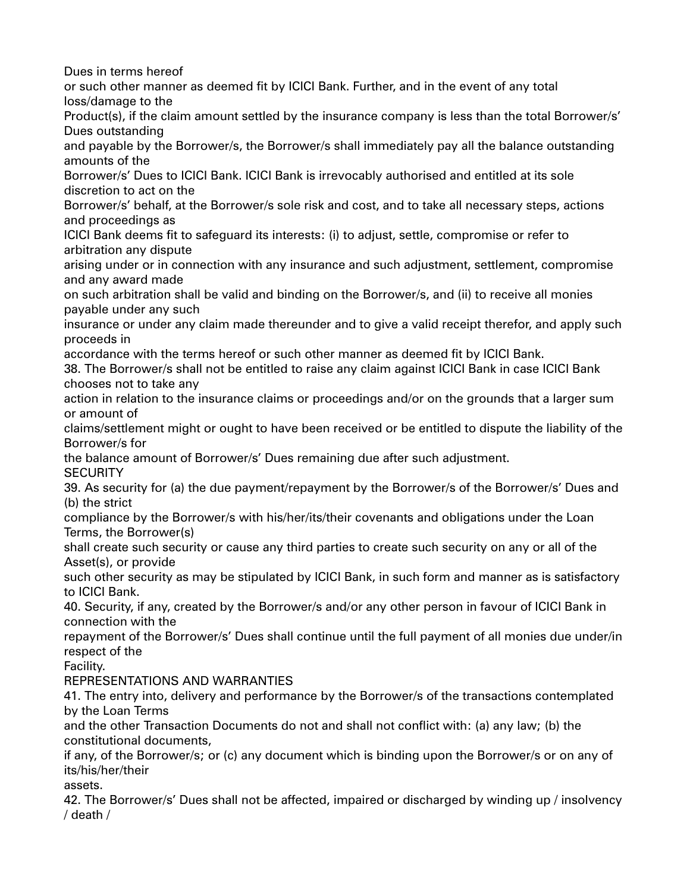Dues in terms hereof or such other manner as deemed fit by ICICI Bank. Further, and in the event of any total loss/damage to the Product(s), if the claim amount settled by the insurance company is less than the total Borrower/s' Dues outstanding and payable by the Borrower/s, the Borrower/s shall immediately pay all the balance outstanding amounts of the Borrower/s' Dues to ICICI Bank. ICICI Bank is irrevocably authorised and entitled at its sole discretion to act on the Borrower/s' behalf, at the Borrower/s sole risk and cost, and to take all necessary steps, actions and proceedings as ICICI Bank deems fit to safeguard its interests: (i) to adjust, settle, compromise or refer to arbitration any dispute arising under or in connection with any insurance and such adjustment, settlement, compromise and any award made on such arbitration shall be valid and binding on the Borrower/s, and (ii) to receive all monies payable under any such insurance or under any claim made thereunder and to give a valid receipt therefor, and apply such proceeds in accordance with the terms hereof or such other manner as deemed fit by ICICI Bank.

38. The Borrower/s shall not be entitled to raise any claim against ICICI Bank in case ICICI Bank chooses not to take any action in relation to the insurance claims or proceedings and/or on the grounds that a larger sum or amount of claims/settlement might or ought to have been received or be entitled to dispute the liability of the Borrower/s for the balance amount of Borrower/s' Dues remaining due after such adjustment.

## SECURITY

39. As security for (a) the due payment/repayment by the Borrower/s of the Borrower/s' Dues and (b) the strict compliance by the Borrower/s with his/her/its/their covenants and obligations under the Loan Terms, the Borrower(s) shall create such security or cause any third parties to create such security on any or all of the Asset(s), or provide such other security as may be stipulated by ICICI Bank, in such form and manner as is satisfactory to ICICI Bank.

40. Security, if any, created by the Borrower/s and/or any other person in favour of ICICI Bank in connection with the repayment of the Borrower/s' Dues shall continue until the full payment of all monies due under/in respect of the Facility.

## REPRESENTATIONS AND WARRANTIES

41. The entry into, delivery and performance by the Borrower/s of the transactions contemplated by the Loan Terms and the other Transaction Documents do not and shall not conflict with: (a) any law; (b) the constitutional documents, if any, of the Borrower/s; or (c) any document which is binding upon the Borrower/s or on any of its/his/her/their assets.

42. The Borrower/s' Dues shall not be affected, impaired or discharged by winding up / insolvency / death /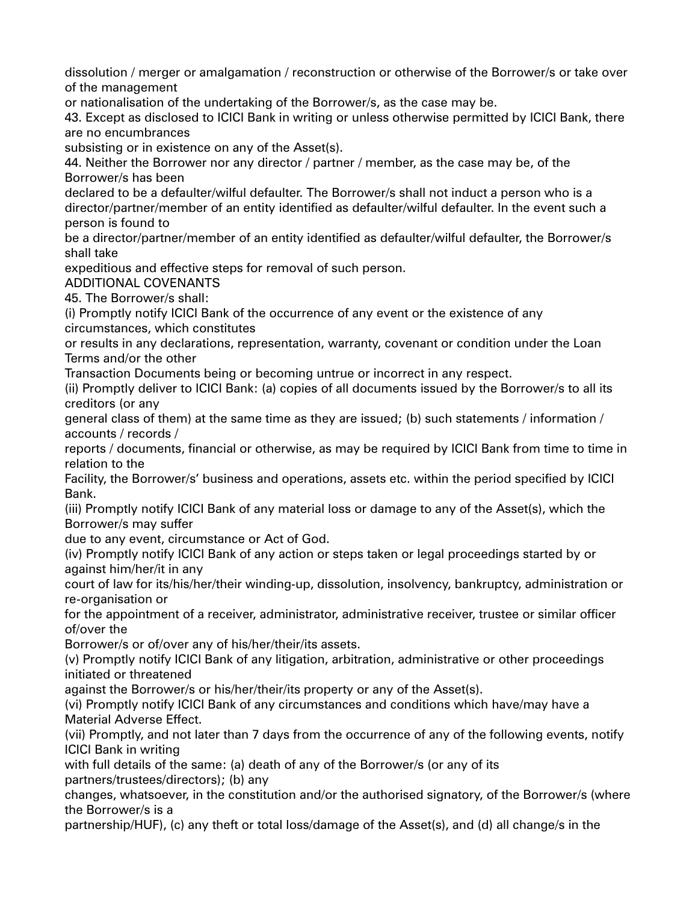dissolution / merger or amalgamation / reconstruction or otherwise of the Borrower/s or take over of the management or nationalisation of the undertaking of the Borrower/s, as the case may be.

43. Except as disclosed to ICICI Bank in writing or unless otherwise permitted by ICICI Bank, there are no encumbrances subsisting or in existence on any of the Asset(s).

44. Neither the Borrower nor any director / partner / member, as the case may be, of the Borrower/s has been declared to be a defaulter/wilful defaulter. The Borrower/s shall not induct a person who is a director/partner/member of an entity identified as defaulter/wilful defaulter. In the event such a person is found to be a director/partner/member of an entity identified as defaulter/wilful defaulter, the Borrower/s shall take expeditious and effective steps for removal of such person.

ADDITIONAL COVENANTS

45. The Borrower/s shall:

(i) Promptly notify ICICI Bank of the occurrence of any event or the existence of any circumstances, which constitutes or results in any declarations, representation, warranty, covenant or condition under the Loan Terms and/or the other Transaction Documents being or becoming untrue or incorrect in any respect.

(ii) Promptly deliver to ICICI Bank: (a) copies of all documents issued by the Borrower/s to all its creditors (or any general class of them) at the same time as they are issued; (b) such statements / information / accounts / records / reports / documents, financial or otherwise, as may be required by ICICI Bank from time to time in relation to the Facility, the Borrower/s' business and operations, assets etc. within the period specified by ICICI Bank.

(iii) Promptly notify ICICI Bank of any material loss or damage to any of the Asset(s), which the Borrower/s may suffer due to any event, circumstance or Act of God.

(iv) Promptly notify ICICI Bank of any action or steps taken or legal proceedings started by or against him/her/it in any court of law for its/his/her/their winding-up, dissolution, insolvency, bankruptcy, administration or re-organisation or for the appointment of a receiver, administrator, administrative receiver, trustee or similar officer of/over the Borrower/s or of/over any of his/her/their/its assets.

(v) Promptly notify ICICI Bank of any litigation, arbitration, administrative or other proceedings initiated or threatened against the Borrower/s or his/her/their/its property or any of the Asset(s).

(vi) Promptly notify ICICI Bank of any circumstances and conditions which have/may have a Material Adverse Effect.

(vii) Promptly, and not later than 7 days from the occurrence of any of the following events, notify ICICI Bank in writing with full details of the same: (a) death of any of the Borrower/s (or any of its partners/trustees/directors); (b) any changes, whatsoever, in the constitution and/or the authorised signatory, of the Borrower/s (where the Borrower/s is a partnership/HUF), (c) any theft or total loss/damage of the Asset(s), and (d) all change/s in the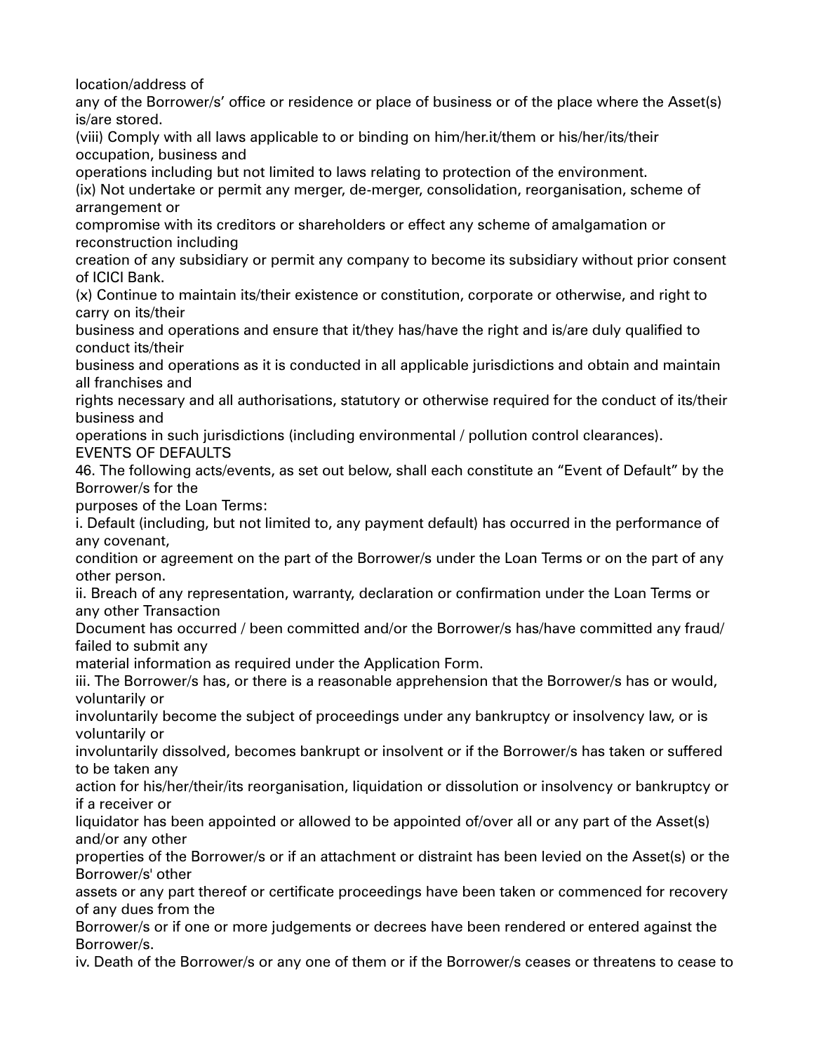location/address of any of the Borrower/s' office or residence or place of business or of the place where the Asset(s) is/are stored.

(viii) Comply with all laws applicable to or binding on him/her.it/them or his/her/its/their occupation, business and operations including but not limited to laws relating to protection of the environment.

(ix) Not undertake or permit any merger, de-merger, consolidation, reorganisation, scheme of arrangement or compromise with its creditors or shareholders or effect any scheme of amalgamation or reconstruction including creation of any subsidiary or permit any company to become its subsidiary without prior consent of ICICI Bank.

(x) Continue to maintain its/their existence or constitution, corporate or otherwise, and right to carry on its/their business and operations and ensure that it/they has/have the right and is/are duly qualified to conduct its/their business and operations as it is conducted in all applicable jurisdictions and obtain and maintain all franchises and rights necessary and all authorisations, statutory or otherwise required for the conduct of its/their business and operations in such jurisdictions (including environmental / pollution control clearances).

## EVENTS OF DEFAULTS

46. The following acts/events, as set out below, shall each constitute an "Event of Default" by the Borrower/s for the purposes of the Loan Terms:

i. Default (including, but not limited to, any payment default) has occurred in the performance of any covenant, condition or agreement on the part of the Borrower/s under the Loan Terms or on the part of any other person.

ii. Breach of any representation, warranty, declaration or confirmation under the Loan Terms or any other Transaction Document has occurred / been committed and/or the Borrower/s has/have committed any fraud/ failed to submit any material information as required under the Application Form.

iii. The Borrower/s has, or there is a reasonable apprehension that the Borrower/s has or would, voluntarily or involuntarily become the subject of proceedings under any bankruptcy or insolvency law, or is voluntarily or involuntarily dissolved, becomes bankrupt or insolvent or if the Borrower/s has taken or suffered to be taken any action for his/her/their/its reorganisation, liquidation or dissolution or insolvency or bankruptcy or if a receiver or liquidator has been appointed or allowed to be appointed of/over all or any part of the Asset(s) and/or any other properties of the Borrower/s or if an attachment or distraint has been levied on the Asset(s) or the Borrower/s' other assets or any part thereof or certificate proceedings have been taken or commenced for recovery of any dues from the Borrower/s or if one or more judgements or decrees have been rendered or entered against the Borrower/s.

iv. Death of the Borrower/s or any one of them or if the Borrower/s ceases or threatens to cease to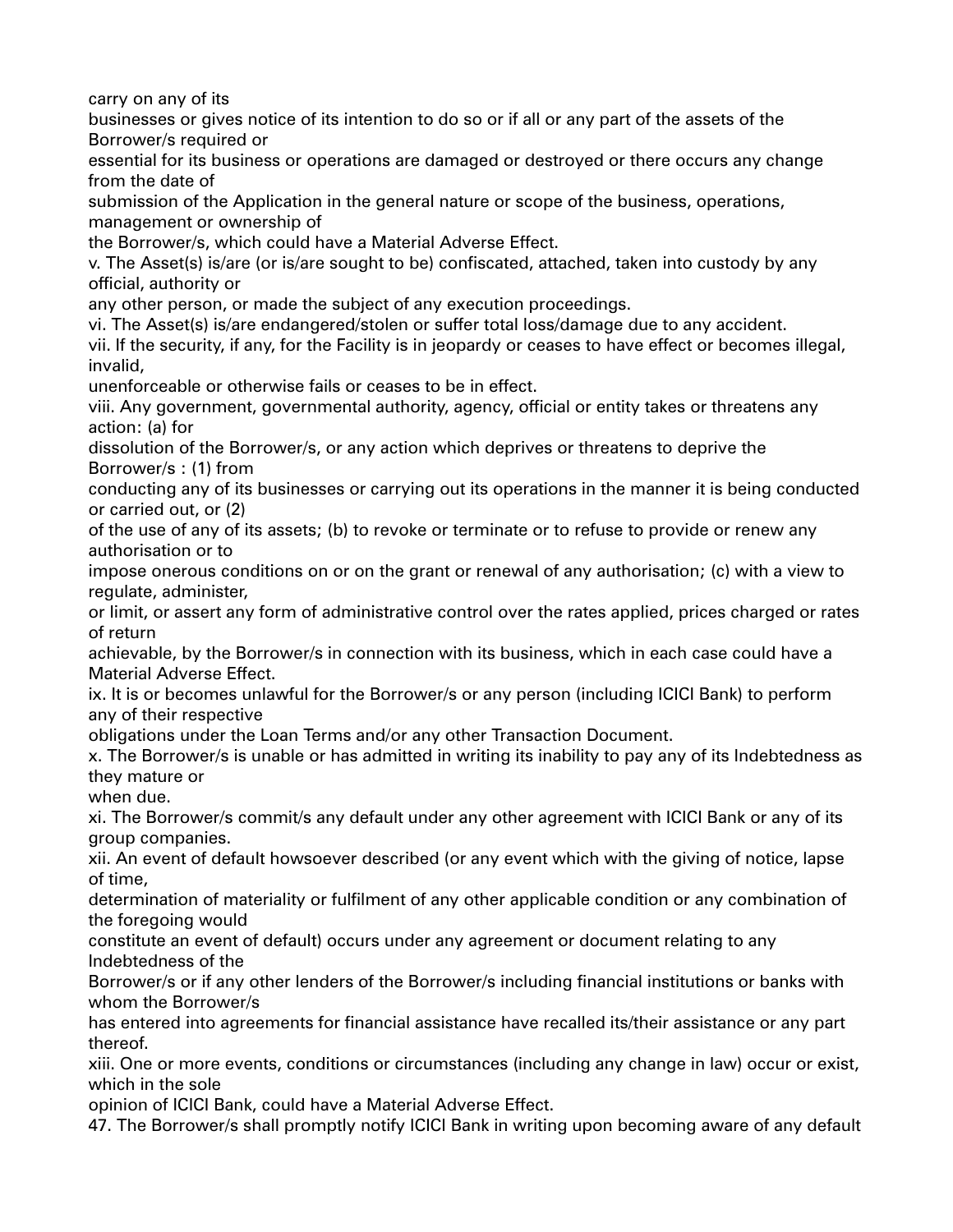carry on any of its businesses or gives notice of its intention to do so or if all or any part of the assets of the Borrower/s required or essential for its business or operations are damaged or destroyed or there occurs any change from the date of submission of the Application in the general nature or scope of the business, operations, management or ownership of the Borrower/s, which could have a Material Adverse Effect.

v. The Asset(s) is/are (or is/are sought to be) confiscated, attached, taken into custody by any official, authority or any other person, or made the subject of any execution proceedings.

vi. The Asset(s) is/are endangered/stolen or suffer total loss/damage due to any accident.

vii. If the security, if any, for the Facility is in jeopardy or ceases to have effect or becomes illegal, invalid, unenforceable or otherwise fails or ceases to be in effect.

viii. Any government, governmental authority, agency, official or entity takes or threatens any action: (a) for dissolution of the Borrower/s, or any action which deprives or threatens to deprive the Borrower/s : (1) from conducting any of its businesses or carrying out its operations in the manner it is being conducted or carried out, or (2) of the use of any of its assets; (b) to revoke or terminate or to refuse to provide or renew any authorisation or to impose onerous conditions on or on the grant or renewal of any authorisation; (c) with a view to regulate, administer, or limit, or assert any form of administrative control over the rates applied, prices charged or rates of return achievable, by the Borrower/s in connection with its business, which in each case could have a Material Adverse Effect.

ix. It is or becomes unlawful for the Borrower/s or any person (including ICICI Bank) to perform any of their respective obligations under the Loan Terms and/or any other Transaction Document.

x. The Borrower/s is unable or has admitted in writing its inability to pay any of its Indebtedness as they mature or when due.

xi. The Borrower/s commit/s any default under any other agreement with ICICI Bank or any of its group companies.

xii. An event of default howsoever described (or any event which with the giving of notice, lapse of time, determination of materiality or fulfilment of any other applicable condition or any combination of the foregoing would constitute an event of default) occurs under any agreement or document relating to any Indebtedness of the Borrower/s or if any other lenders of the Borrower/s including financial institutions or banks with whom the Borrower/s has entered into agreements for financial assistance have recalled its/their assistance or any part thereof.

xiii. One or more events, conditions or circumstances (including any change in law) occur or exist, which in the sole opinion of ICICI Bank, could have a Material Adverse Effect.

47. The Borrower/s shall promptly notify ICICI Bank in writing upon becoming aware of any default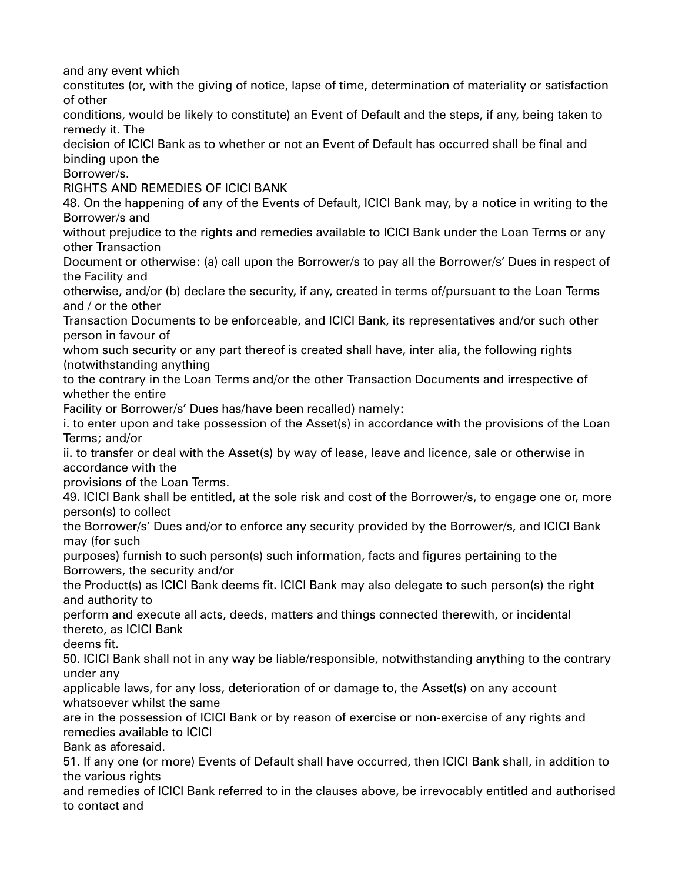and any event which constitutes (or, with the giving of notice, lapse of time, determination of materiality or satisfaction of other conditions, would be likely to constitute) an Event of Default and the steps, if any, being taken to remedy it. The decision of ICICI Bank as to whether or not an Event of Default has occurred shall be final and binding upon the Borrower/s.

## RIGHTS AND REMEDIES OF ICICI BANK

48. On the happening of any of the Events of Default, ICICI Bank may, by a notice in writing to the Borrower/s and without prejudice to the rights and remedies available to ICICI Bank under the Loan Terms or any other Transaction Document or otherwise: (a) call upon the Borrower/s to pay all the Borrower/s' Dues in respect of the Facility and otherwise, and/or (b) declare the security, if any, created in terms of/pursuant to the Loan Terms and / or the other Transaction Documents to be enforceable, and ICICI Bank, its representatives and/or such other person in favour of whom such security or any part thereof is created shall have, inter alia, the following rights (notwithstanding anything to the contrary in the Loan Terms and/or the other Transaction Documents and irrespective of whether the entire Facility or Borrower/s' Dues has/have been recalled) namely:

i. to enter upon and take possession of the Asset(s) in accordance with the provisions of the Loan Terms; and/or

ii. to transfer or deal with the Asset(s) by way of lease, leave and licence, sale or otherwise in accordance with the provisions of the Loan Terms.

49. ICICI Bank shall be entitled, at the sole risk and cost of the Borrower/s, to engage one or, more person(s) to collect the Borrower/s' Dues and/or to enforce any security provided by the Borrower/s, and ICICI Bank may (for such purposes) furnish to such person(s) such information, facts and figures pertaining to the Borrowers, the security and/or the Product(s) as ICICI Bank deems fit. ICICI Bank may also delegate to such person(s) the right and authority to perform and execute all acts, deeds, matters and things connected therewith, or incidental thereto, as ICICI Bank deems fit.

50. ICICI Bank shall not in any way be liable/responsible, notwithstanding anything to the contrary under any applicable laws, for any loss, deterioration of or damage to, the Asset(s) on any account whatsoever whilst the same are in the possession of ICICI Bank or by reason of exercise or non-exercise of any rights and remedies available to ICICI Bank as aforesaid.

51. If any one (or more) Events of Default shall have occurred, then ICICI Bank shall, in addition to the various rights and remedies of ICICI Bank referred to in the clauses above, be irrevocably entitled and authorised to contact and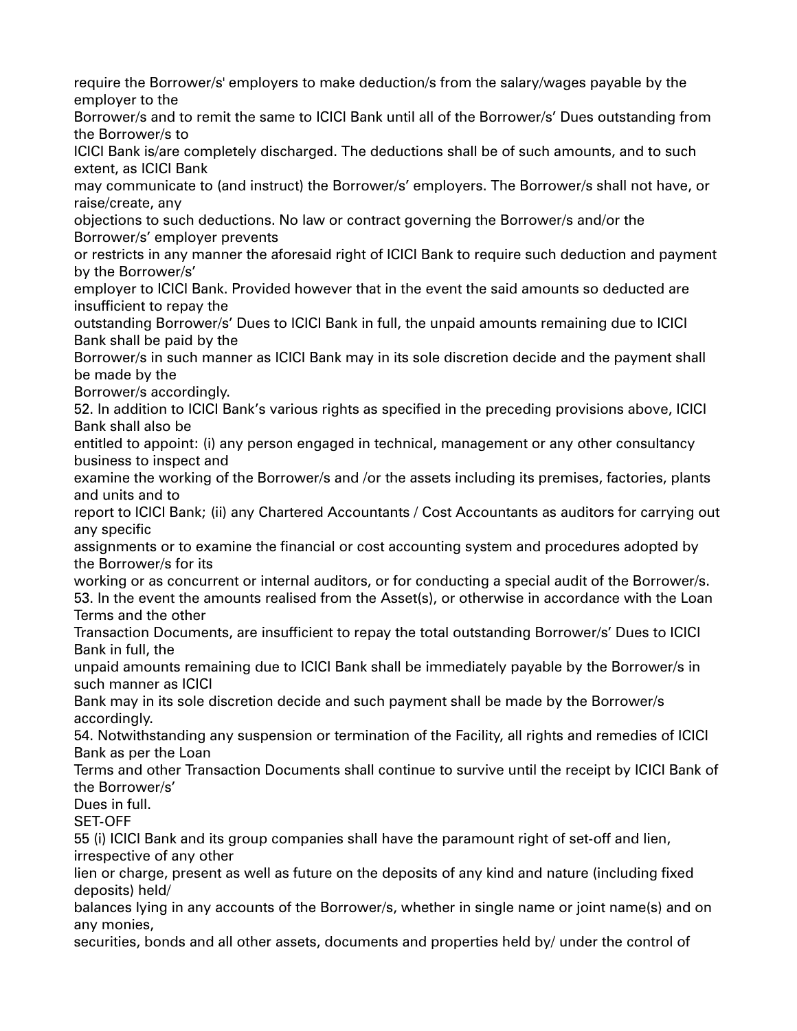require the Borrower/s' employers to make deduction/s from the salary/wages payable by the employer to the Borrower/s and to remit the same to ICICI Bank until all of the Borrower/s' Dues outstanding from the Borrower/s to ICICI Bank is/are completely discharged. The deductions shall be of such amounts, and to such extent, as ICICI Bank may communicate to (and instruct) the Borrower/s' employers. The Borrower/s shall not have, or raise/create, any objections to such deductions. No law or contract governing the Borrower/s and/or the Borrower/s' employer prevents or restricts in any manner the aforesaid right of ICICI Bank to require such deduction and payment by the Borrower/s' employer to ICICI Bank. Provided however that in the event the said amounts so deducted are insufficient to repay the outstanding Borrower/s' Dues to ICICI Bank in full, the unpaid amounts remaining due to ICICI Bank shall be paid by the Borrower/s in such manner as ICICI Bank may in its sole discretion decide and the payment shall be made by the Borrower/s accordingly.

52. In addition to ICICI Bank's various rights as specified in the preceding provisions above, ICICI Bank shall also be entitled to appoint: (i) any person engaged in technical, management or any other consultancy business to inspect and examine the working of the Borrower/s and /or the assets including its premises, factories, plants and units and to report to ICICI Bank; (ii) any Chartered Accountants / Cost Accountants as auditors for carrying out any specific assignments or to examine the financial or cost accounting system and procedures adopted by the Borrower/s for its working or as concurrent or internal auditors, or for conducting a special audit of the Borrower/s.

53. In the event the amounts realised from the Asset(s), or otherwise in accordance with the Loan Terms and the other Transaction Documents, are insufficient to repay the total outstanding Borrower/s' Dues to ICICI Bank in full, the unpaid amounts remaining due to ICICI Bank shall be immediately payable by the Borrower/s in such manner as ICICI Bank may in its sole discretion decide and such payment shall be made by the Borrower/s accordingly.

54. Notwithstanding any suspension or termination of the Facility, all rights and remedies of ICICI Bank as per the Loan Terms and other Transaction Documents shall continue to survive until the receipt by ICICI Bank of the Borrower/s' Dues in full.

SET-OFF

55 (i) ICICI Bank and its group companies shall have the paramount right of set-off and lien, irrespective of any other lien or charge, present as well as future on the deposits of any kind and nature (including fixed deposits) held/ balances lying in any accounts of the Borrower/s, whether in single name or joint name(s) and on any monies, securities, bonds and all other assets, documents and properties held by/ under the control of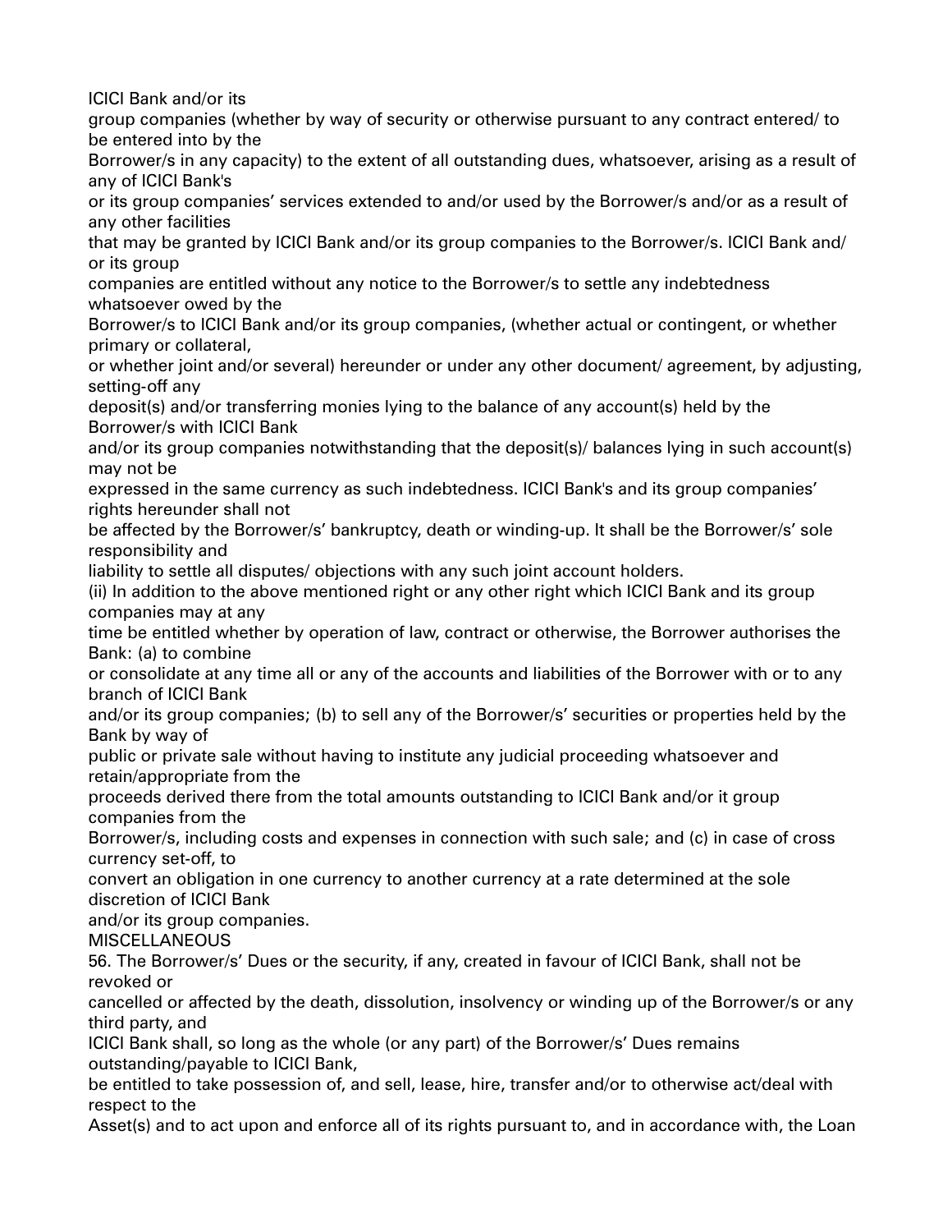ICICI Bank and/or its group companies (whether by way of security or otherwise pursuant to any contract entered/ to be entered into by the Borrower/s in any capacity) to the extent of all outstanding dues, whatsoever, arising as a result of any of ICICI Bank's or its group companies' services extended to and/or used by the Borrower/s and/or as a result of any other facilities that may be granted by ICICI Bank and/or its group companies to the Borrower/s. ICICI Bank and/ or its group companies are entitled without any notice to the Borrower/s to settle any indebtedness whatsoever owed by the Borrower/s to ICICI Bank and/or its group companies, (whether actual or contingent, or whether primary or collateral, or whether joint and/or several) hereunder or under any other document/ agreement, by adjusting, setting-off any deposit(s) and/or transferring monies lying to the balance of any account(s) held by the Borrower/s with ICICI Bank and/or its group companies notwithstanding that the deposit(s)/ balances lying in such account(s) may not be expressed in the same currency as such indebtedness. ICICI Bank's and its group companies' rights hereunder shall not be affected by the Borrower/s' bankruptcy, death or winding-up. It shall be the Borrower/s' sole responsibility and liability to settle all disputes/ objections with any such joint account holders.

(ii) In addition to the above mentioned right or any other right which ICICI Bank and its group companies may at any time be entitled whether by operation of law, contract or otherwise, the Borrower authorises the Bank: (a) to combine or consolidate at any time all or any of the accounts and liabilities of the Borrower with or to any branch of ICICI Bank and/or its group companies; (b) to sell any of the Borrower/s' securities or properties held by the Bank by way of public or private sale without having to institute any judicial proceeding whatsoever and retain/appropriate from the proceeds derived there from the total amounts outstanding to ICICI Bank and/or it group companies from the Borrower/s, including costs and expenses in connection with such sale; and (c) in case of cross currency set-off, to convert an obligation in one currency to another currency at a rate determined at the sole discretion of ICICI Bank and/or its group companies.

MISCELLANEOUS

56. The Borrower/s' Dues or the security, if any, created in favour of ICICI Bank, shall not be revoked or cancelled or affected by the death, dissolution, insolvency or winding up of the Borrower/s or any third party, and ICICI Bank shall, so long as the whole (or any part) of the Borrower/s' Dues remains outstanding/payable to ICICI Bank, be entitled to take possession of, and sell, lease, hire, transfer and/or to otherwise act/deal with respect to the Asset(s) and to act upon and enforce all of its rights pursuant to, and in accordance with, the Loan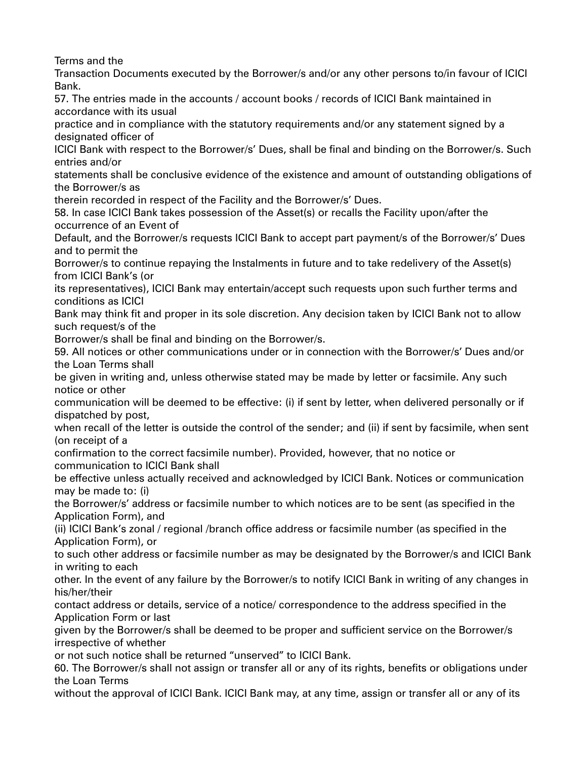Terms and the Transaction Documents executed by the Borrower/s and/or any other persons to/in favour of ICICI Bank.

57. The entries made in the accounts / account books / records of ICICI Bank maintained in accordance with its usual practice and in compliance with the statutory requirements and/or any statement signed by a designated officer of ICICI Bank with respect to the Borrower/s' Dues, shall be final and binding on the Borrower/s. Such entries and/or statements shall be conclusive evidence of the existence and amount of outstanding obligations of the Borrower/s as therein recorded in respect of the Facility and the Borrower/s' Dues.

58. In case ICICI Bank takes possession of the Asset(s) or recalls the Facility upon/after the occurrence of an Event of Default, and the Borrower/s requests ICICI Bank to accept part payment/s of the Borrower/s' Dues and to permit the Borrower/s to continue repaying the Instalments in future and to take redelivery of the Asset(s) from ICICI Bank's (or its representatives), ICICI Bank may entertain/accept such requests upon such further terms and conditions as ICICI Bank may think fit and proper in its sole discretion. Any decision taken by ICICI Bank not to allow such request/s of the Borrower/s shall be final and binding on the Borrower/s.

59. All notices or other communications under or in connection with the Borrower/s' Dues and/or the Loan Terms shall be given in writing and, unless otherwise stated may be made by letter or facsimile. Any such notice or other communication will be deemed to be effective: (i) if sent by letter, when delivered personally or if dispatched by post, when recall of the letter is outside the control of the sender; and (ii) if sent by facsimile, when sent (on receipt of a confirmation to the correct facsimile number). Provided, however, that no notice or communication to ICICI Bank shall be effective unless actually received and acknowledged by ICICI Bank. Notices or communication may be made to: (i) the Borrower/s' address or facsimile number to which notices are to be sent (as specified in the Application Form), and (ii) ICICI Bank's zonal / regional /branch office address or facsimile number (as specified in the Application Form), or to such other address or facsimile number as may be designated by the Borrower/s and ICICI Bank in writing to each other. In the event of any failure by the Borrower/s to notify ICICI Bank in writing of any changes in his/her/their contact address or details, service of a notice/ correspondence to the address specified in the Application Form or last given by the Borrower/s shall be deemed to be proper and sufficient service on the Borrower/s irrespective of whether or not such notice shall be returned "unserved" to ICICI Bank.

60. The Borrower/s shall not assign or transfer all or any of its rights, benefits or obligations under the Loan Terms without the approval of ICICI Bank. ICICI Bank may, at any time, assign or transfer all or any of its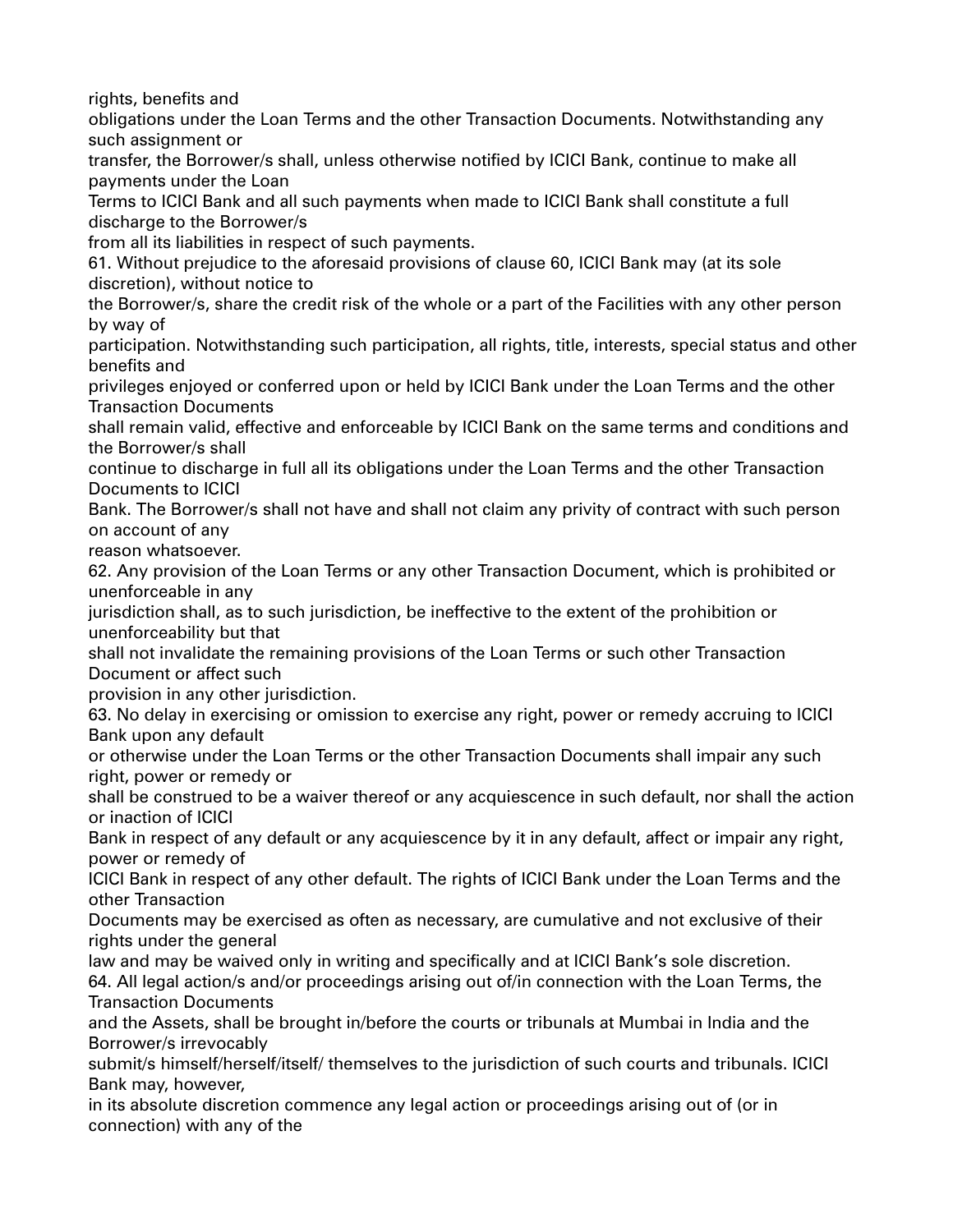rights, benefits and obligations under the Loan Terms and the other Transaction Documents. Notwithstanding any such assignment or transfer, the Borrower/s shall, unless otherwise notified by ICICI Bank, continue to make all payments under the Loan Terms to ICICI Bank and all such payments when made to ICICI Bank shall constitute a full discharge to the Borrower/s from all its liabilities in respect of such payments.

61. Without prejudice to the aforesaid provisions of clause 60, ICICI Bank may (at its sole discretion), without notice to the Borrower/s, share the credit risk of the whole or a part of the Facilities with any other person by way of participation. Notwithstanding such participation, all rights, title, interests, special status and other benefits and privileges enjoyed or conferred upon or held by ICICI Bank under the Loan Terms and the other Transaction Documents shall remain valid, effective and enforceable by ICICI Bank on the same terms and conditions and the Borrower/s shall continue to discharge in full all its obligations under the Loan Terms and the other Transaction Documents to ICICI Bank. The Borrower/s shall not have and shall not claim any privity of contract with such person on account of any reason whatsoever.

62. Any provision of the Loan Terms or any other Transaction Document, which is prohibited or unenforceable in any jurisdiction shall, as to such jurisdiction, be ineffective to the extent of the prohibition or unenforceability but that shall not invalidate the remaining provisions of the Loan Terms or such other Transaction Document or affect such provision in any other jurisdiction.

63. No delay in exercising or omission to exercise any right, power or remedy accruing to ICICI Bank upon any default or otherwise under the Loan Terms or the other Transaction Documents shall impair any such right, power or remedy or shall be construed to be a waiver thereof or any acquiescence in such default, nor shall the action or inaction of ICICI Bank in respect of any default or any acquiescence by it in any default, affect or impair any right, power or remedy of ICICI Bank in respect of any other default. The rights of ICICI Bank under the Loan Terms and the other Transaction Documents may be exercised as often as necessary, are cumulative and not exclusive of their rights under the general law and may be waived only in writing and specifically and at ICICI Bank's sole discretion.

64. All legal action/s and/or proceedings arising out of/in connection with the Loan Terms, the Transaction Documents and the Assets, shall be brought in/before the courts or tribunals at Mumbai in India and the Borrower/s irrevocably submit/s himself/herself/itself/ themselves to the jurisdiction of such courts and tribunals. ICICI Bank may, however, in its absolute discretion commence any legal action or proceedings arising out of (or in connection) with any of the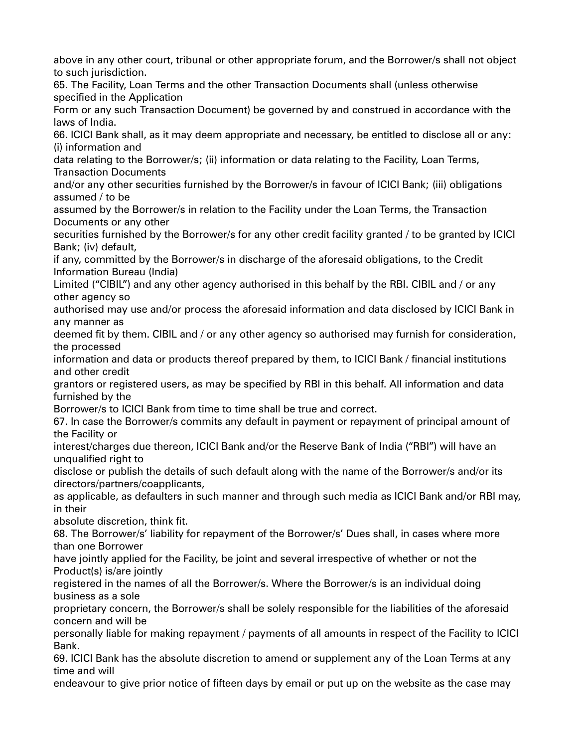above in any other court, tribunal or other appropriate forum, and the Borrower/s shall not object to such jurisdiction.

65. The Facility, Loan Terms and the other Transaction Documents shall (unless otherwise specified in the Application Form or any such Transaction Document) be governed by and construed in accordance with the laws of India.

66. ICICI Bank shall, as it may deem appropriate and necessary, be entitled to disclose all or any: (i) information and data relating to the Borrower/s; (ii) information or data relating to the Facility, Loan Terms, Transaction Documents and/or any other securities furnished by the Borrower/s in favour of ICICI Bank; (iii) obligations assumed / to be assumed by the Borrower/s in relation to the Facility under the Loan Terms, the Transaction Documents or any other securities furnished by the Borrower/s for any other credit facility granted / to be granted by ICICI Bank; (iv) default, if any, committed by the Borrower/s in discharge of the aforesaid obligations, to the Credit Information Bureau (India) Limited ("CIBIL") and any other agency authorised in this behalf by the RBI. CIBIL and / or any other agency so authorised may use and/or process the aforesaid information and data disclosed by ICICI Bank in any manner as deemed fit by them. CIBIL and / or any other agency so authorised may furnish for consideration, the processed information and data or products thereof prepared by them, to ICICI Bank / financial institutions and other credit grantors or registered users, as may be specified by RBI in this behalf. All information and data furnished by the Borrower/s to ICICI Bank from time to time shall be true and correct.

67. In case the Borrower/s commits any default in payment or repayment of principal amount of the Facility or interest/charges due thereon, ICICI Bank and/or the Reserve Bank of India ("RBI") will have an unqualified right to disclose or publish the details of such default along with the name of the Borrower/s and/or its directors/partners/coapplicants, as applicable, as defaulters in such manner and through such media as ICICI Bank and/or RBI may, in their absolute discretion, think fit.

68. The Borrower/s' liability for repayment of the Borrower/s' Dues shall, in cases where more than one Borrower have jointly applied for the Facility, be joint and several irrespective of whether or not the Product(s) is/are jointly registered in the names of all the Borrower/s. Where the Borrower/s is an individual doing business as a sole proprietary concern, the Borrower/s shall be solely responsible for the liabilities of the aforesaid concern and will be personally liable for making repayment / payments of all amounts in respect of the Facility to ICICI Bank.

69. ICICI Bank has the absolute discretion to amend or supplement any of the Loan Terms at any time and will endeavour to give prior notice of fifteen days by email or put up on the website as the case may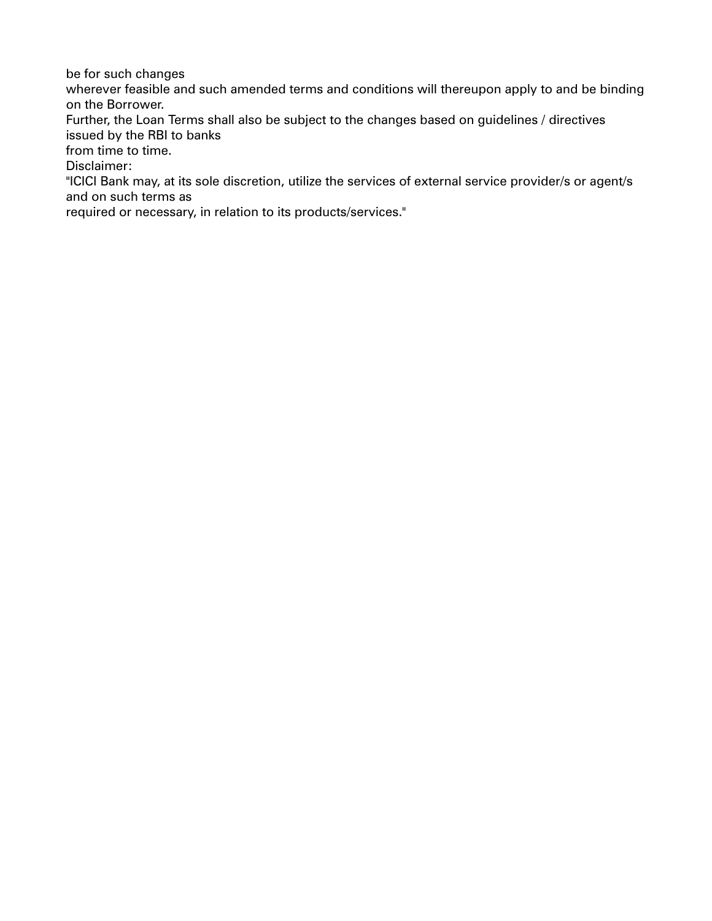be for such changes
wherever feasible and such amended terms and conditions will thereupon apply to and be binding on the Borrower.
Further, the Loan Terms shall also be subject to the changes based on guidelines / directives issued by the RBI to banks
from time to time.
Disclaimer:
"ICICI Bank may, at its sole discretion, utilize the services of external service provider/s or agent/s and on such terms as
required or necessary, in relation to its products/services."